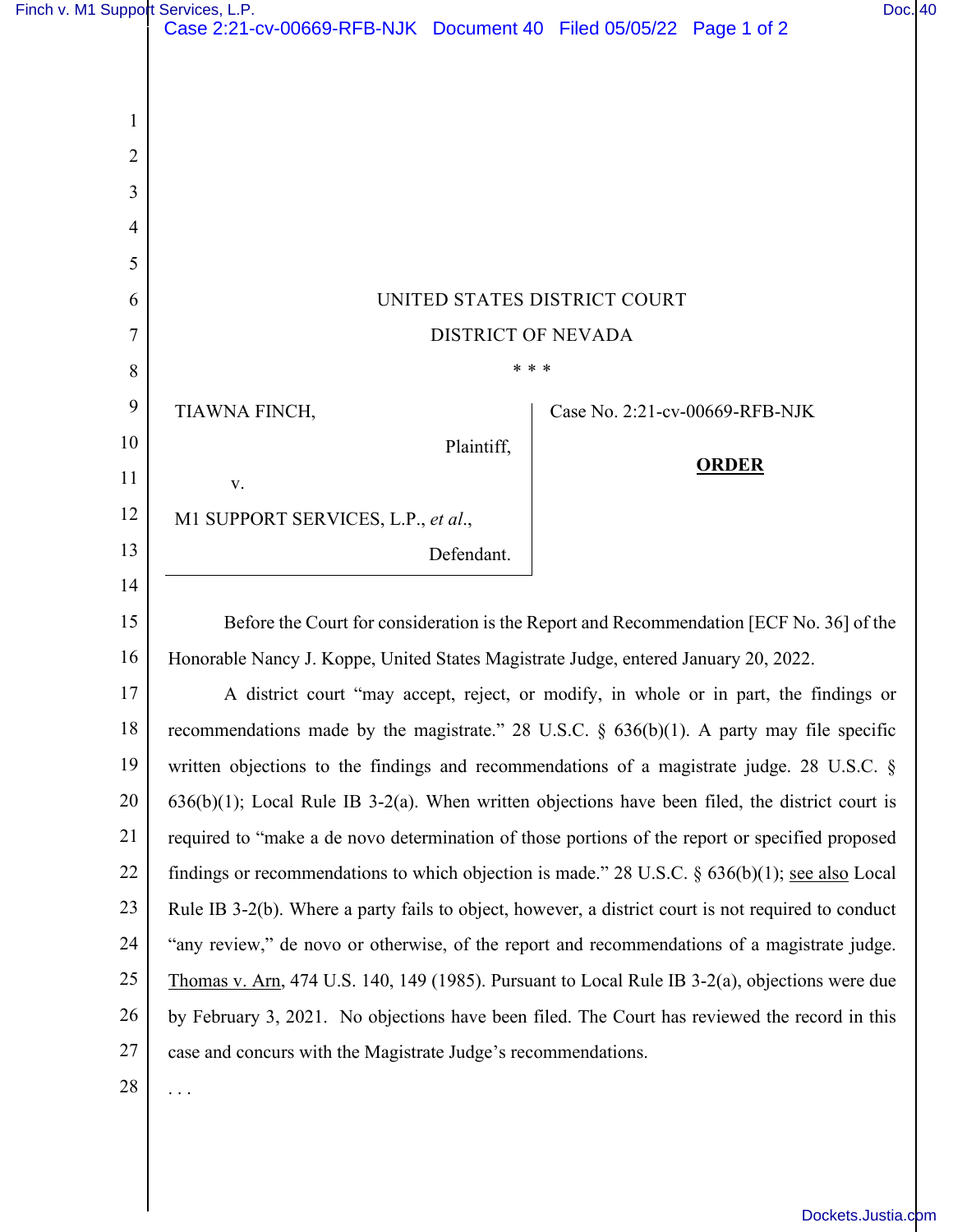UNITED STATES DISTRICT COURT

DISTRICT OF NEVADA

\* \* \*

TIAWNA FINCH,

Plaintiff,

v.

M1 SUPPORT SERVICES, L.P., *et al*.,

Defendant.

Case No. 2:21-cv-00669-RFB-NJK

**ORDER**

Before the Court for consideration is the Report and Recommendation [ECF No. 36] of the Honorable Nancy J. Koppe, United States Magistrate Judge, entered January 20, 2022.

A district court "may accept, reject, or modify, in whole or in part, the findings or recommendations made by the magistrate." 28 U.S.C. § 636(b)(1). A party may file specific written objections to the findings and recommendations of a magistrate judge. 28 U.S.C. § 636(b)(1); Local Rule IB 3-2(a). When written objections have been filed, the district court is required to "make a de novo determination of those portions of the report or specified proposed findings or recommendations to which objection is made." 28 U.S.C. § 636(b)(1); see also Local Rule IB 3-2(b). Where a party fails to object, however, a district court is not required to conduct "any review," de novo or otherwise, of the report and recommendations of a magistrate judge. Thomas v. Arn, 474 U.S. 140, 149 (1985). Pursuant to Local Rule IB 3-2(a), objections were due by February 3, 2021. No objections have been filed. The Court has reviewed the record in this case and concurs with the Magistrate Judge's recommendations.

. . .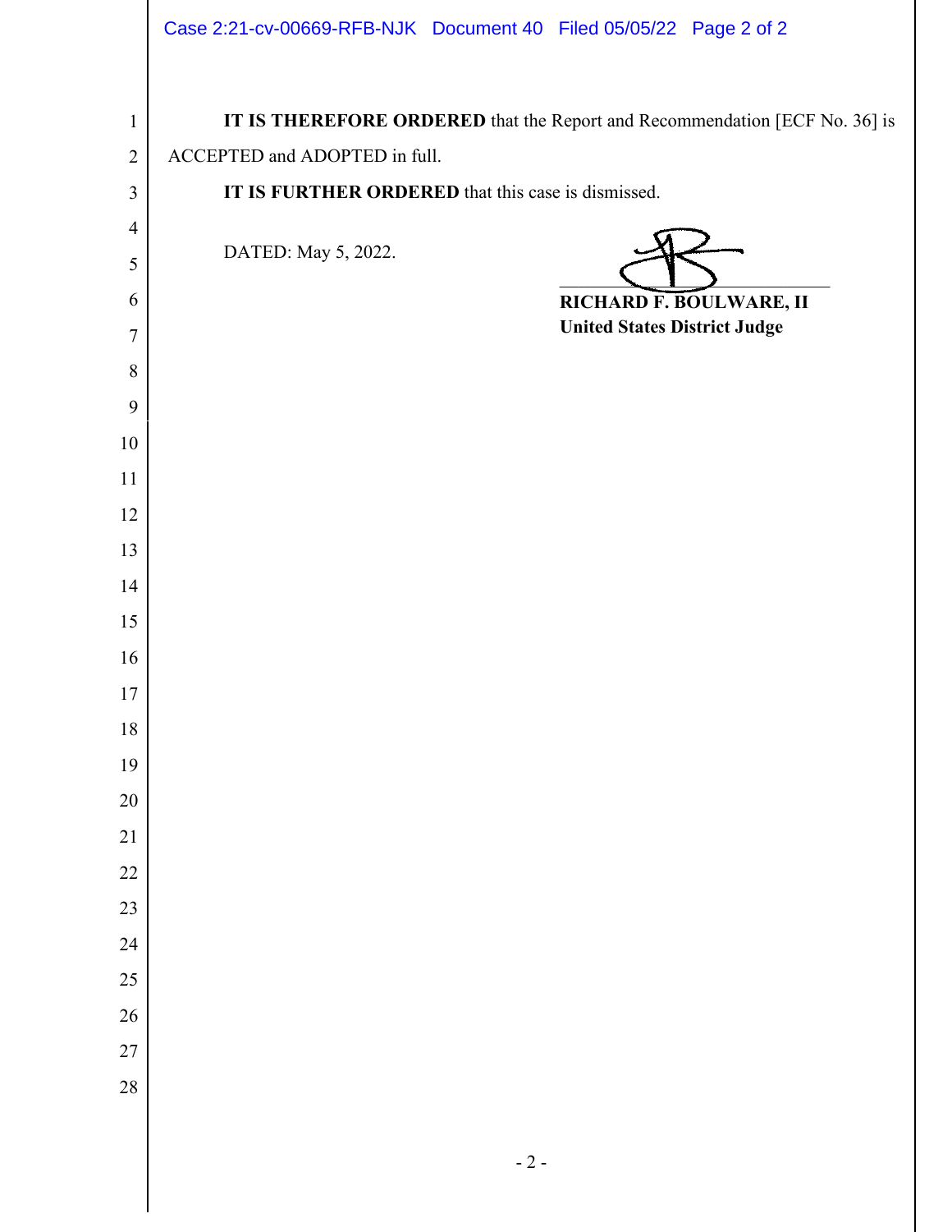**IT IS THEREFORE ORDERED** that the Report and Recommendation [ECF No. 36] is ACCEPTED and ADOPTED in full.

**IT IS FURTHER ORDERED** that this case is dismissed.

DATED: May 5, 2022.

**RICHARD F. BOULWARE, II**
**United States District Judge**